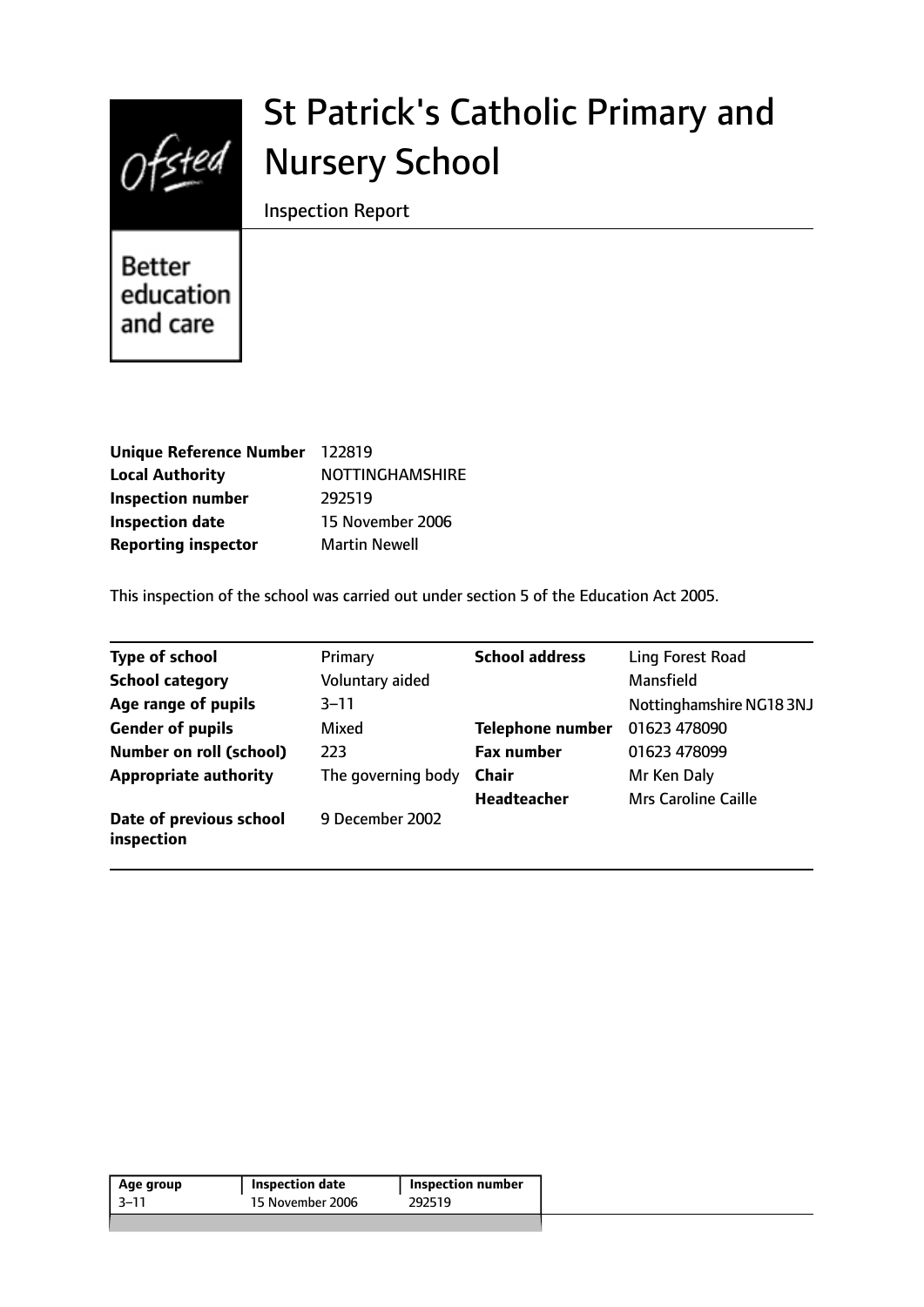# St Patrick's Catholic Primary and Nursery School

Inspection Report

Better education and care

| | |
|---|---|
| **Unique Reference Number** | 122819 |
| **Local Authority** | NOTTINGHAMSHIRE |
| **Inspection number** | 292519 |
| **Inspection date** | 15 November 2006 |
| **Reporting inspector** | Martin Newell |

This inspection of the school was carried out under section 5 of the Education Act 2005.

| | | | |
|---|---|---|---|
| **Type of school** | Primary | **School address** | Ling Forest Road |
| **School category** | Voluntary aided | | Mansfield |
| **Age range of pupils** | 3–11 | | Nottinghamshire NG18 3NJ |
| **Gender of pupils** | Mixed | **Telephone number** | 01623 478090 |
| **Number on roll (school)** | 223 | **Fax number** | 01623 478099 |
| **Appropriate authority** | The governing body | **Chair** | Mr Ken Daly |
| | | **Headteacher** | Mrs Caroline Caille |
| **Date of previous school inspection** | 9 December 2002 | | |

| Age group | Inspection date | Inspection number |
|---|---|---|
| 3–11 | 15 November 2006 | 292519 |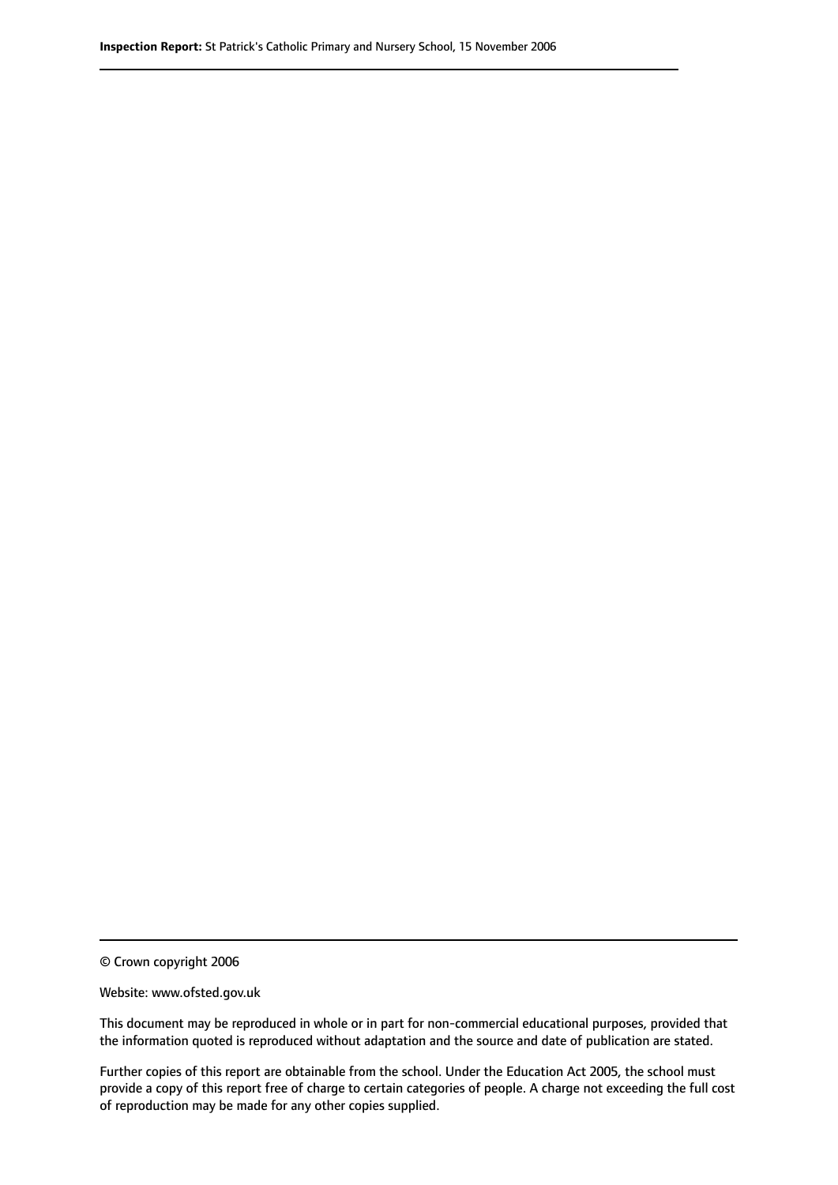© Crown copyright 2006

Website: www.ofsted.gov.uk

This document may be reproduced in whole or in part for non-commercial educational purposes, provided that the information quoted is reproduced without adaptation and the source and date of publication are stated.

Further copies of this report are obtainable from the school. Under the Education Act 2005, the school must provide a copy of this report free of charge to certain categories of people. A charge not exceeding the full cost of reproduction may be made for any other copies supplied.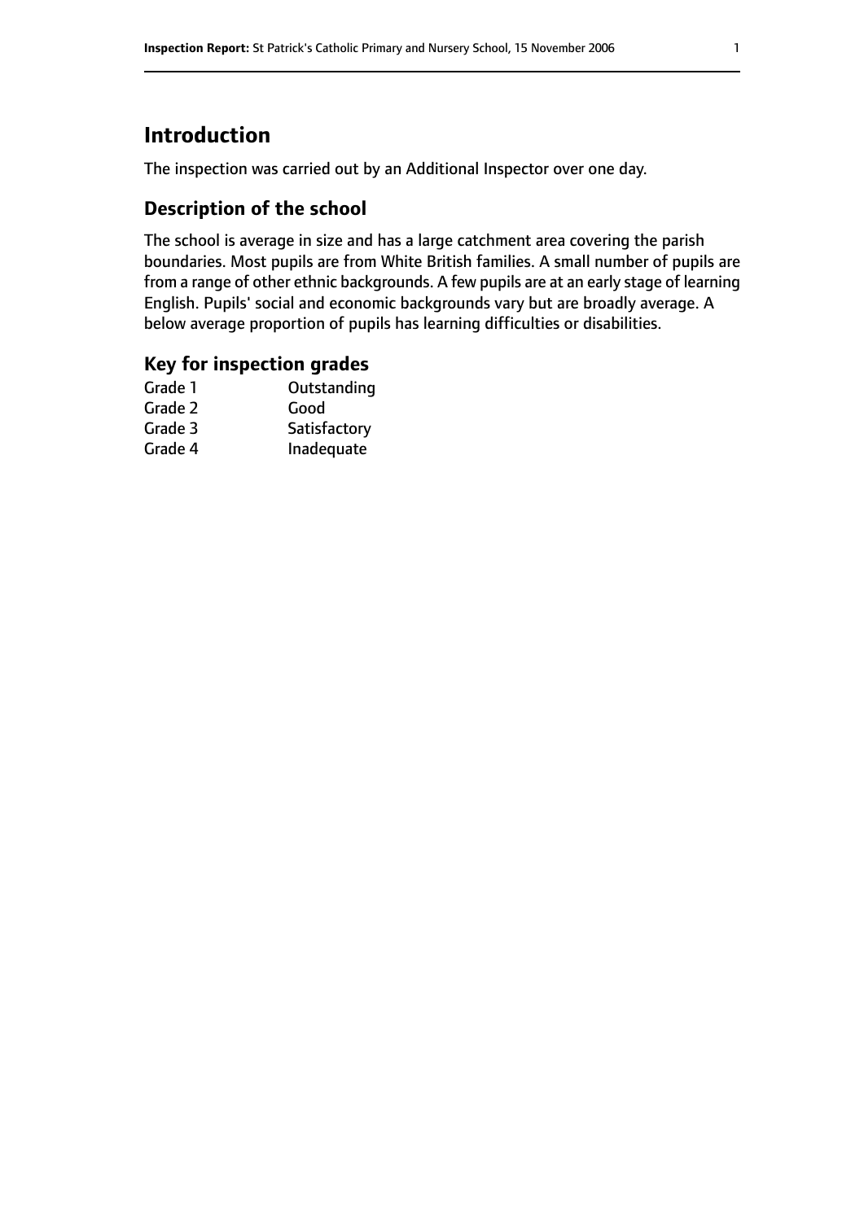# Introduction

The inspection was carried out by an Additional Inspector over one day.

## Description of the school

The school is average in size and has a large catchment area covering the parish boundaries. Most pupils are from White British families. A small number of pupils are from a range of other ethnic backgrounds. A few pupils are at an early stage of learning English. Pupils' social and economic backgrounds vary but are broadly average. A below average proportion of pupils has learning difficulties or disabilities.

## Key for inspection grades

| | |
|---|---|
| Grade 1 | Outstanding |
| Grade 2 | Good |
| Grade 3 | Satisfactory |
| Grade 4 | Inadequate |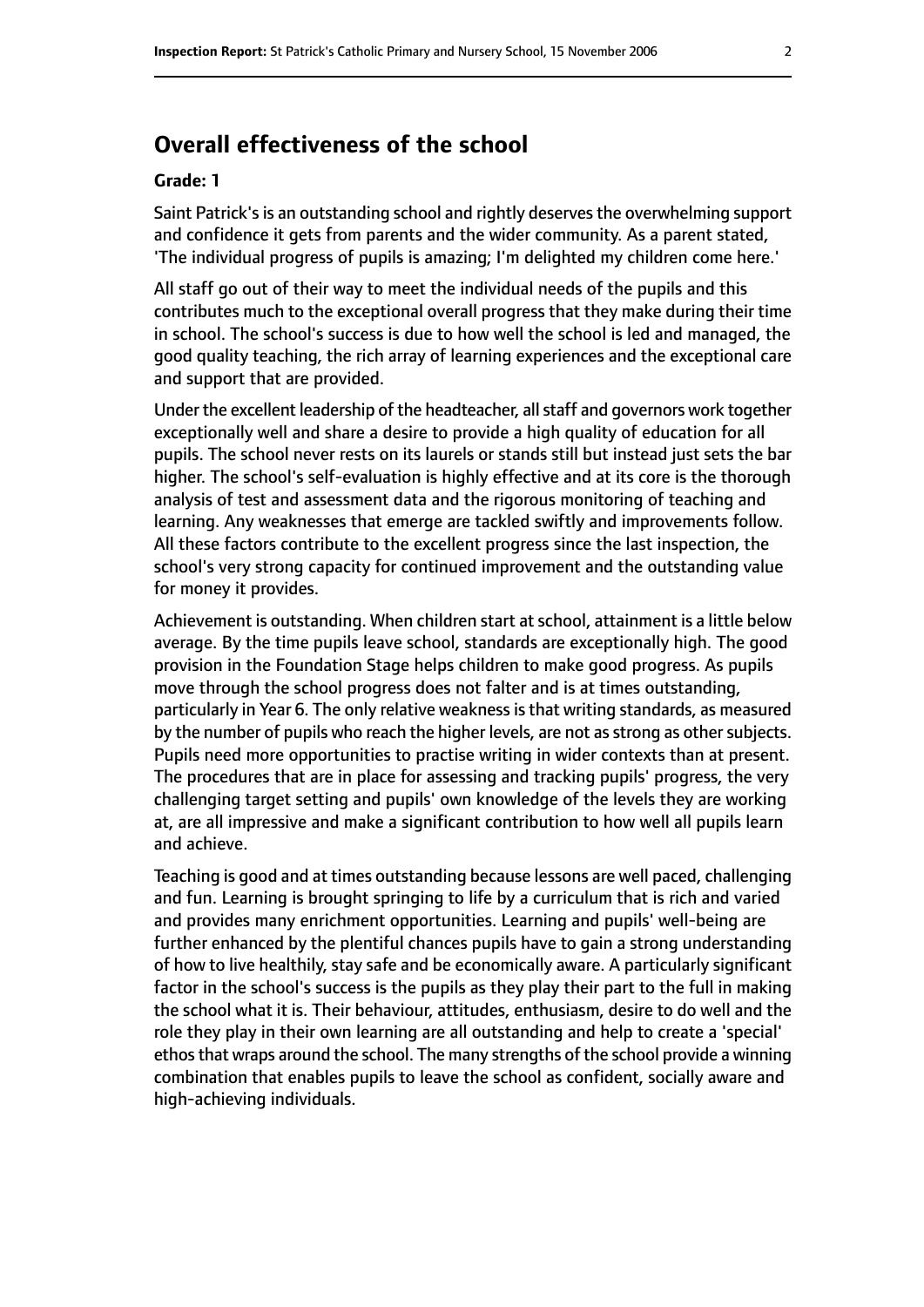## Overall effectiveness of the school

**Grade: 1**

Saint Patrick's is an outstanding school and rightly deserves the overwhelming support and confidence it gets from parents and the wider community. As a parent stated, 'The individual progress of pupils is amazing; I'm delighted my children come here.'

All staff go out of their way to meet the individual needs of the pupils and this contributes much to the exceptional overall progress that they make during their time in school. The school's success is due to how well the school is led and managed, the good quality teaching, the rich array of learning experiences and the exceptional care and support that are provided.

Under the excellent leadership of the headteacher, all staff and governors work together exceptionally well and share a desire to provide a high quality of education for all pupils. The school never rests on its laurels or stands still but instead just sets the bar higher. The school's self-evaluation is highly effective and at its core is the thorough analysis of test and assessment data and the rigorous monitoring of teaching and learning. Any weaknesses that emerge are tackled swiftly and improvements follow. All these factors contribute to the excellent progress since the last inspection, the school's very strong capacity for continued improvement and the outstanding value for money it provides.

Achievement is outstanding. When children start at school, attainment is a little below average. By the time pupils leave school, standards are exceptionally high. The good provision in the Foundation Stage helps children to make good progress. As pupils move through the school progress does not falter and is at times outstanding, particularly in Year 6. The only relative weakness is that writing standards, as measured by the number of pupils who reach the higher levels, are not as strong as other subjects. Pupils need more opportunities to practise writing in wider contexts than at present. The procedures that are in place for assessing and tracking pupils' progress, the very challenging target setting and pupils' own knowledge of the levels they are working at, are all impressive and make a significant contribution to how well all pupils learn and achieve.

Teaching is good and at times outstanding because lessons are well paced, challenging and fun. Learning is brought springing to life by a curriculum that is rich and varied and provides many enrichment opportunities. Learning and pupils' well-being are further enhanced by the plentiful chances pupils have to gain a strong understanding of how to live healthily, stay safe and be economically aware. A particularly significant factor in the school's success is the pupils as they play their part to the full in making the school what it is. Their behaviour, attitudes, enthusiasm, desire to do well and the role they play in their own learning are all outstanding and help to create a 'special' ethos that wraps around the school. The many strengths of the school provide a winning combination that enables pupils to leave the school as confident, socially aware and high-achieving individuals.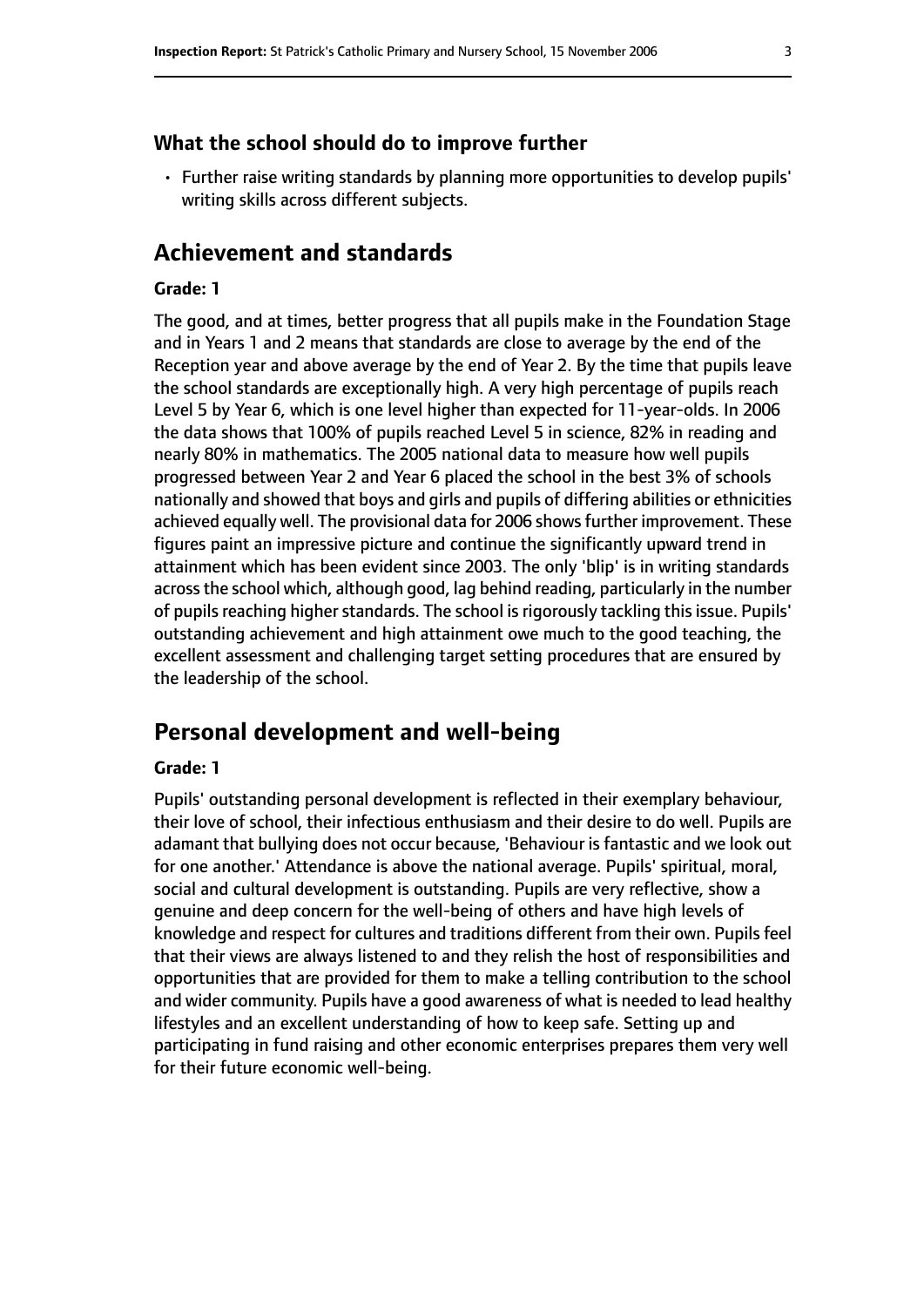### What the school should do to improve further

- Further raise writing standards by planning more opportunities to develop pupils' writing skills across different subjects.

## Achievement and standards

#### Grade: 1

The good, and at times, better progress that all pupils make in the Foundation Stage and in Years 1 and 2 means that standards are close to average by the end of the Reception year and above average by the end of Year 2. By the time that pupils leave the school standards are exceptionally high. A very high percentage of pupils reach Level 5 by Year 6, which is one level higher than expected for 11-year-olds. In 2006 the data shows that 100% of pupils reached Level 5 in science, 82% in reading and nearly 80% in mathematics. The 2005 national data to measure how well pupils progressed between Year 2 and Year 6 placed the school in the best 3% of schools nationally and showed that boys and girls and pupils of differing abilities or ethnicities achieved equally well. The provisional data for 2006 shows further improvement. These figures paint an impressive picture and continue the significantly upward trend in attainment which has been evident since 2003. The only 'blip' is in writing standards across the school which, although good, lag behind reading, particularly in the number of pupils reaching higher standards. The school is rigorously tackling this issue. Pupils' outstanding achievement and high attainment owe much to the good teaching, the excellent assessment and challenging target setting procedures that are ensured by the leadership of the school.

## Personal development and well-being

#### Grade: 1

Pupils' outstanding personal development is reflected in their exemplary behaviour, their love of school, their infectious enthusiasm and their desire to do well. Pupils are adamant that bullying does not occur because, 'Behaviour is fantastic and we look out for one another.' Attendance is above the national average. Pupils' spiritual, moral, social and cultural development is outstanding. Pupils are very reflective, show a genuine and deep concern for the well-being of others and have high levels of knowledge and respect for cultures and traditions different from their own. Pupils feel that their views are always listened to and they relish the host of responsibilities and opportunities that are provided for them to make a telling contribution to the school and wider community. Pupils have a good awareness of what is needed to lead healthy lifestyles and an excellent understanding of how to keep safe. Setting up and participating in fund raising and other economic enterprises prepares them very well for their future economic well-being.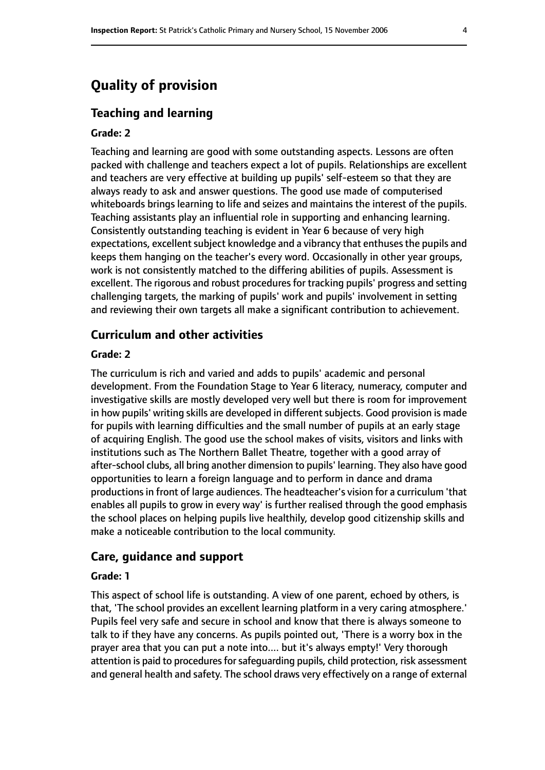# Quality of provision

## Teaching and learning

### Grade: 2

Teaching and learning are good with some outstanding aspects. Lessons are often packed with challenge and teachers expect a lot of pupils. Relationships are excellent and teachers are very effective at building up pupils' self-esteem so that they are always ready to ask and answer questions. The good use made of computerised whiteboards brings learning to life and seizes and maintains the interest of the pupils. Teaching assistants play an influential role in supporting and enhancing learning. Consistently outstanding teaching is evident in Year 6 because of very high expectations, excellent subject knowledge and a vibrancy that enthuses the pupils and keeps them hanging on the teacher's every word. Occasionally in other year groups, work is not consistently matched to the differing abilities of pupils. Assessment is excellent. The rigorous and robust procedures for tracking pupils' progress and setting challenging targets, the marking of pupils' work and pupils' involvement in setting and reviewing their own targets all make a significant contribution to achievement.

## Curriculum and other activities

### Grade: 2

The curriculum is rich and varied and adds to pupils' academic and personal development. From the Foundation Stage to Year 6 literacy, numeracy, computer and investigative skills are mostly developed very well but there is room for improvement in how pupils' writing skills are developed in different subjects. Good provision is made for pupils with learning difficulties and the small number of pupils at an early stage of acquiring English. The good use the school makes of visits, visitors and links with institutions such as The Northern Ballet Theatre, together with a good array of after-school clubs, all bring another dimension to pupils' learning. They also have good opportunities to learn a foreign language and to perform in dance and drama productions in front of large audiences. The headteacher's vision for a curriculum 'that enables all pupils to grow in every way' is further realised through the good emphasis the school places on helping pupils live healthily, develop good citizenship skills and make a noticeable contribution to the local community.

## Care, guidance and support

### Grade: 1

This aspect of school life is outstanding. A view of one parent, echoed by others, is that, 'The school provides an excellent learning platform in a very caring atmosphere.' Pupils feel very safe and secure in school and know that there is always someone to talk to if they have any concerns. As pupils pointed out, 'There is a worry box in the prayer area that you can put a note into.... but it's always empty!' Very thorough attention is paid to procedures for safeguarding pupils, child protection, risk assessment and general health and safety. The school draws very effectively on a range of external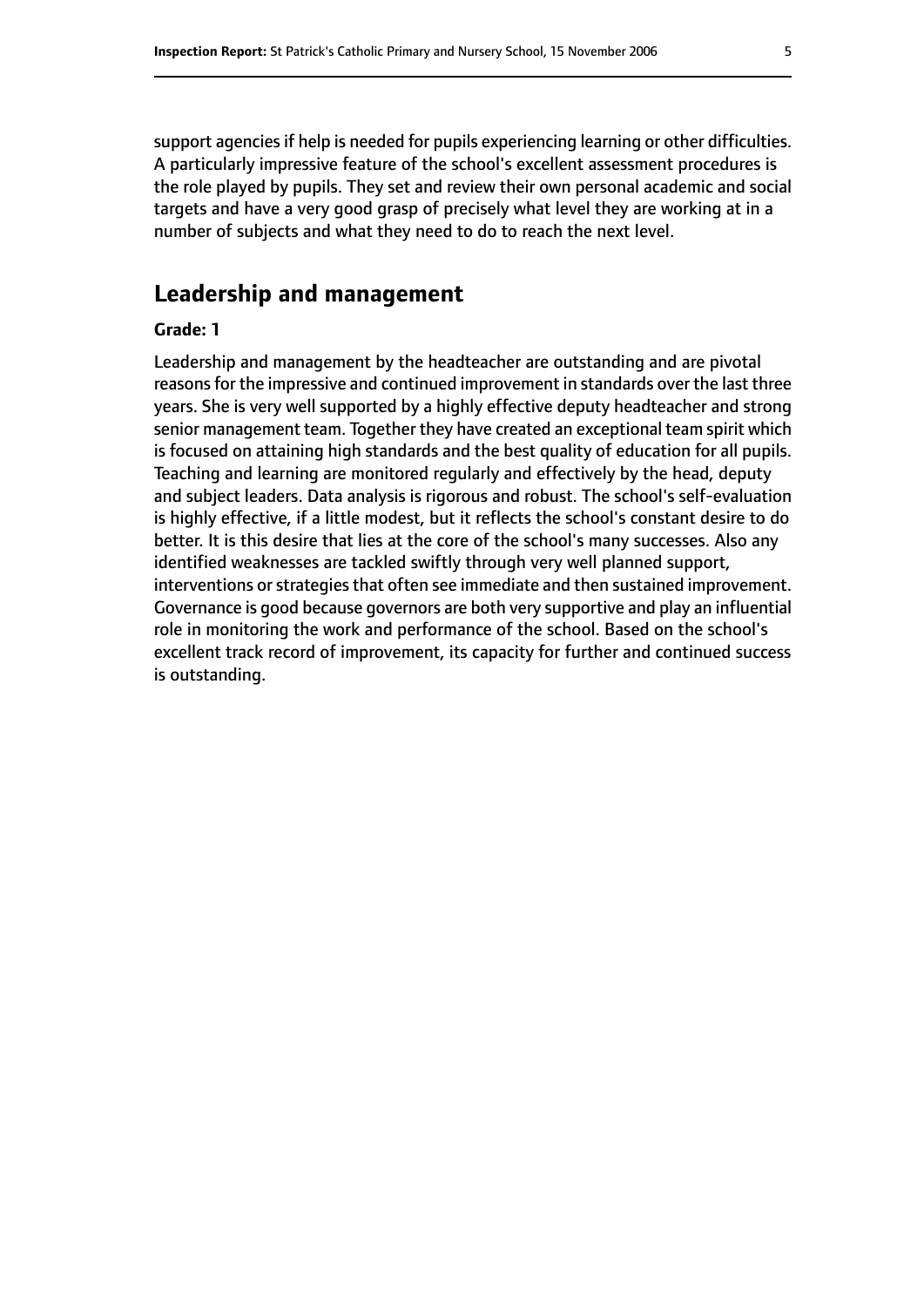support agencies if help is needed for pupils experiencing learning or other difficulties. A particularly impressive feature of the school's excellent assessment procedures is the role played by pupils. They set and review their own personal academic and social targets and have a very good grasp of precisely what level they are working at in a number of subjects and what they need to do to reach the next level.

## Leadership and management

**Grade: 1**

Leadership and management by the headteacher are outstanding and are pivotal reasons for the impressive and continued improvement in standards over the last three years. She is very well supported by a highly effective deputy headteacher and strong senior management team. Together they have created an exceptional team spirit which is focused on attaining high standards and the best quality of education for all pupils. Teaching and learning are monitored regularly and effectively by the head, deputy and subject leaders. Data analysis is rigorous and robust. The school's self-evaluation is highly effective, if a little modest, but it reflects the school's constant desire to do better. It is this desire that lies at the core of the school's many successes. Also any identified weaknesses are tackled swiftly through very well planned support, interventions or strategies that often see immediate and then sustained improvement. Governance is good because governors are both very supportive and play an influential role in monitoring the work and performance of the school. Based on the school's excellent track record of improvement, its capacity for further and continued success is outstanding.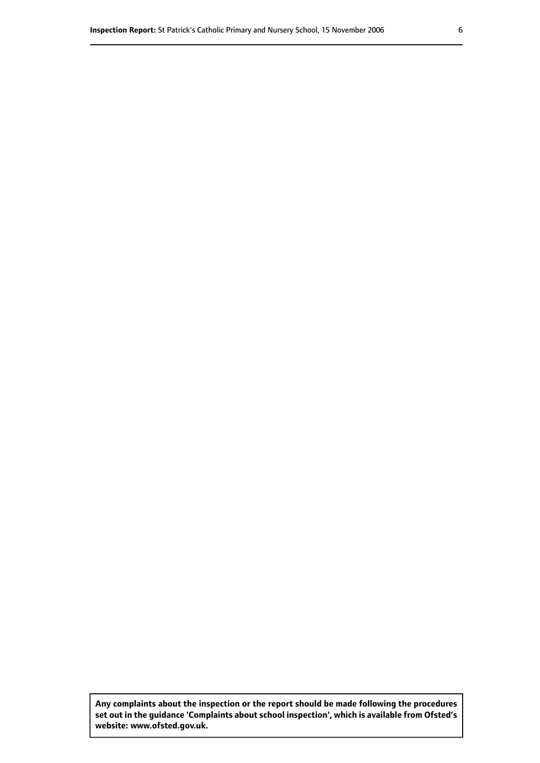**Any complaints about the inspection or the report should be made following the procedures set out in the guidance 'Complaints about school inspection', which is available from Ofsted's website: www.ofsted.gov.uk.**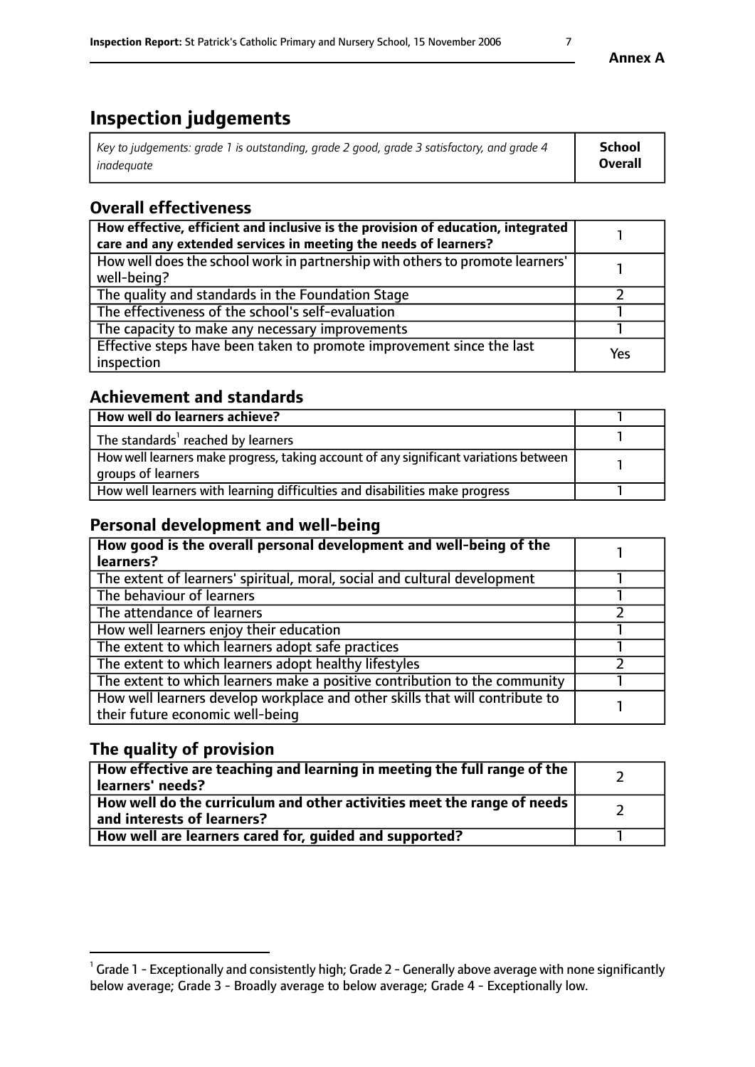# Inspection judgements

| *Key to judgements: grade 1 is outstanding, grade 2 good, grade 3 satisfactory, and grade 4 inadequate* | **School Overall** |
|---|---|

## Overall effectiveness

| | |
|---|---|
| **How effective, efficient and inclusive is the provision of education, integrated care and any extended services in meeting the needs of learners?** | 1 |
| How well does the school work in partnership with others to promote learners' well-being? | 1 |
| The quality and standards in the Foundation Stage | 2 |
| The effectiveness of the school's self-evaluation | 1 |
| The capacity to make any necessary improvements | 1 |
| Effective steps have been taken to promote improvement since the last inspection | Yes |

## Achievement and standards

| | |
|---|---|
| **How well do learners achieve?** | 1 |
| The standards[1] reached by learners | 1 |
| How well learners make progress, taking account of any significant variations between groups of learners | 1 |
| How well learners with learning difficulties and disabilities make progress | 1 |

## Personal development and well-being

| | |
|---|---|
| **How good is the overall personal development and well-being of the learners?** | 1 |
| The extent of learners' spiritual, moral, social and cultural development | 1 |
| The behaviour of learners | 1 |
| The attendance of learners | 2 |
| How well learners enjoy their education | 1 |
| The extent to which learners adopt safe practices | 1 |
| The extent to which learners adopt healthy lifestyles | 2 |
| The extent to which learners make a positive contribution to the community | 1 |
| How well learners develop workplace and other skills that will contribute to their future economic well-being | 1 |

## The quality of provision

| | |
|---|---|
| **How effective are teaching and learning in meeting the full range of the learners' needs?** | 2 |
| **How well do the curriculum and other activities meet the range of needs and interests of learners?** | 2 |
| **How well are learners cared for, guided and supported?** | 1 |

[1] Grade 1 - Exceptionally and consistently high; Grade 2 - Generally above average with none significantly below average; Grade 3 - Broadly average to below average; Grade 4 - Exceptionally low.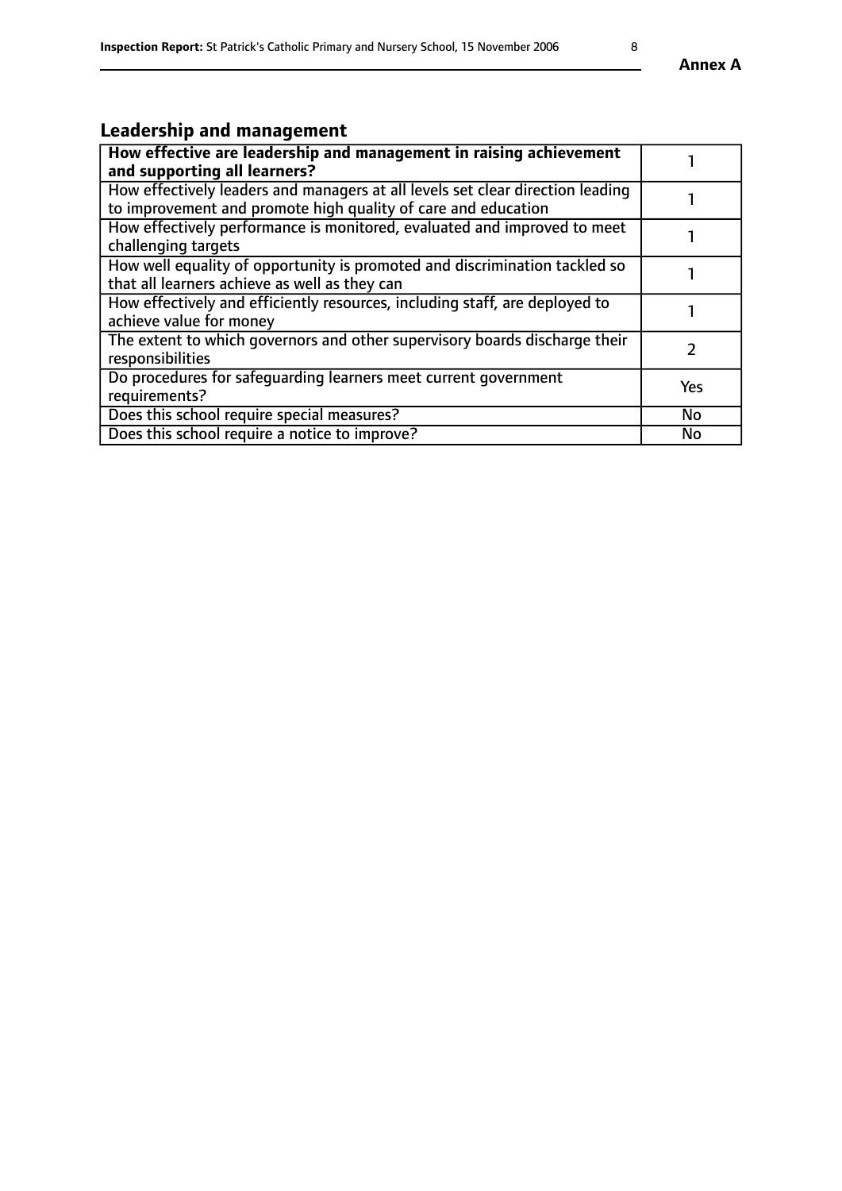## Leadership and management

| **How effective are leadership and management in raising achievement and supporting all learners?** | 1 |
|---|---|
| How effectively leaders and managers at all levels set clear direction leading to improvement and promote high quality of care and education | 1 |
| How effectively performance is monitored, evaluated and improved to meet challenging targets | 1 |
| How well equality of opportunity is promoted and discrimination tackled so that all learners achieve as well as they can | 1 |
| How effectively and efficiently resources, including staff, are deployed to achieve value for money | 1 |
| The extent to which governors and other supervisory boards discharge their responsibilities | 2 |
| Do procedures for safeguarding learners meet current government requirements? | Yes |
| Does this school require special measures? | No |
| Does this school require a notice to improve? | No |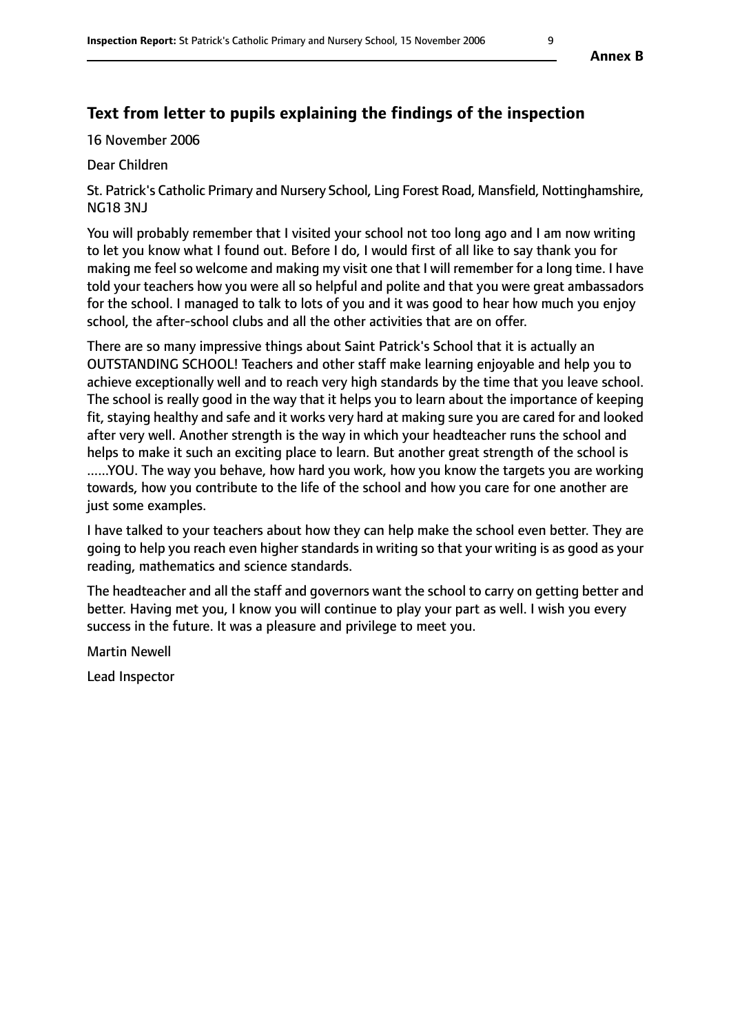## Text from letter to pupils explaining the findings of the inspection

16 November 2006

Dear Children

St. Patrick's Catholic Primary and Nursery School, Ling Forest Road, Mansfield, Nottinghamshire, NG18 3NJ

You will probably remember that I visited your school not too long ago and I am now writing to let you know what I found out. Before I do, I would first of all like to say thank you for making me feel so welcome and making my visit one that I will remember for a long time. I have told your teachers how you were all so helpful and polite and that you were great ambassadors for the school. I managed to talk to lots of you and it was good to hear how much you enjoy school, the after-school clubs and all the other activities that are on offer.

There are so many impressive things about Saint Patrick's School that it is actually an OUTSTANDING SCHOOL! Teachers and other staff make learning enjoyable and help you to achieve exceptionally well and to reach very high standards by the time that you leave school. The school is really good in the way that it helps you to learn about the importance of keeping fit, staying healthy and safe and it works very hard at making sure you are cared for and looked after very well. Another strength is the way in which your headteacher runs the school and helps to make it such an exciting place to learn. But another great strength of the school is ......YOU. The way you behave, how hard you work, how you know the targets you are working towards, how you contribute to the life of the school and how you care for one another are just some examples.

I have talked to your teachers about how they can help make the school even better. They are going to help you reach even higher standards in writing so that your writing is as good as your reading, mathematics and science standards.

The headteacher and all the staff and governors want the school to carry on getting better and better. Having met you, I know you will continue to play your part as well. I wish you every success in the future. It was a pleasure and privilege to meet you.

Martin Newell

Lead Inspector